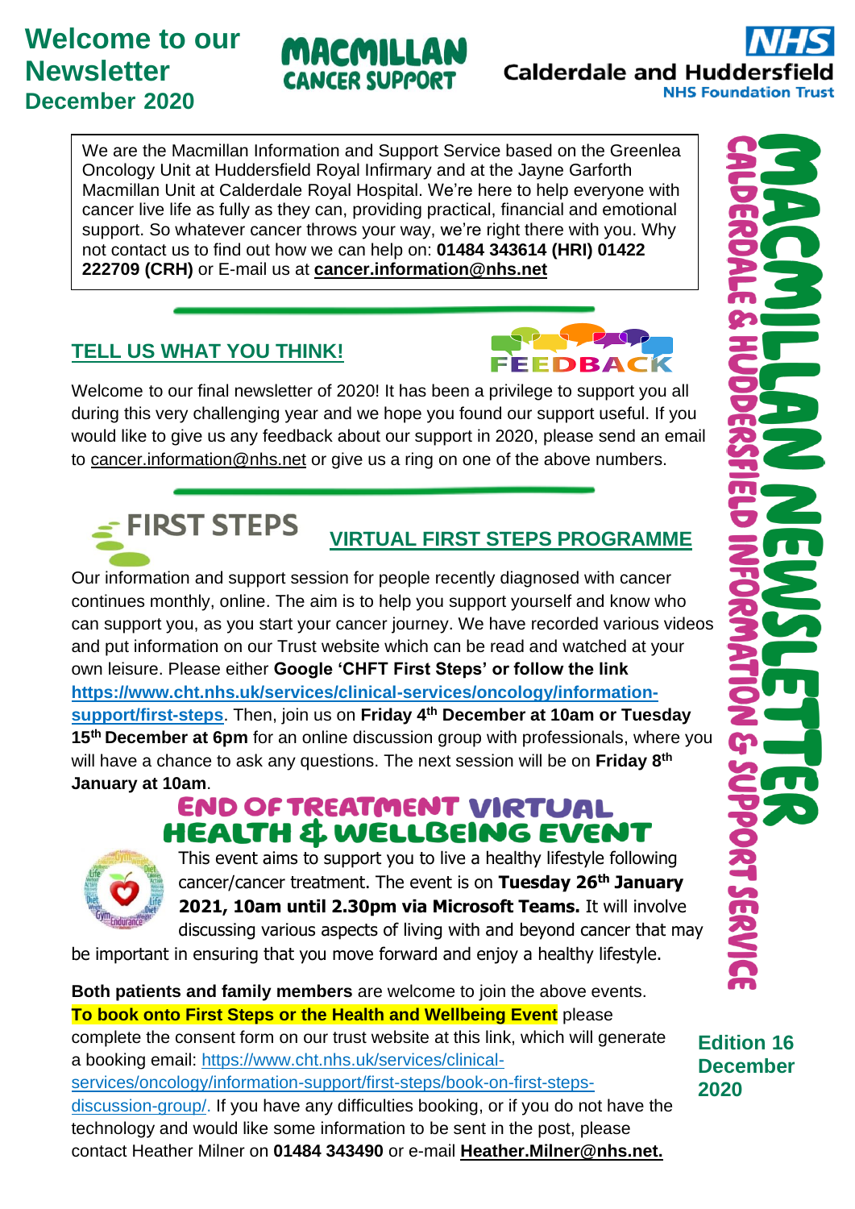# Welcome to our Newsletter December 2020

MACMILLAN CANCER SUPPORT

NHS Calderdale and Huddersfield NHS Foundation Trust

We are the Macmillan Information and Support Service based on the Greenlea Oncology Unit at Huddersfield Royal Infirmary and at the Jayne Garforth Macmillan Unit at Calderdale Royal Hospital. We're here to help everyone with cancer live life as fully as they can, providing practical, financial and emotional support. So whatever cancer throws your way, we're right there with you. Why not contact us to find out how we can help on: **01484 343614 (HRI) 01422 222709 (CRH)** or E-mail us at **cancer.information@nhs.net**

## TELL US WHAT YOU THINK!

FEEDBACK

Welcome to our final newsletter of 2020! It has been a privilege to support you all during this very challenging year and we hope you found our support useful. If you would like to give us any feedback about our support in 2020, please send an email to cancer.information@nhs.net or give us a ring on one of the above numbers.

## FIRST STEPS

## VIRTUAL FIRST STEPS PROGRAMME

Our information and support session for people recently diagnosed with cancer continues monthly, online. The aim is to help you support yourself and know who can support you, as you start your cancer journey. We have recorded various videos and put information on our Trust website which can be read and watched at your own leisure. Please either **Google 'CHFT First Steps' or follow the link https://www.cht.nhs.uk/services/clinical-services/oncology/information-support/first-steps**. Then, join us on **Friday 4th December at 10am or Tuesday 15th December at 6pm** for an online discussion group with professionals, where you will have a chance to ask any questions. The next session will be on **Friday 8th January at 10am**.

## END OF TREATMENT VIRTUAL HEALTH & WELLBEING EVENT

This event aims to support you to live a healthy lifestyle following cancer/cancer treatment. The event is on **Tuesday 26th January 2021, 10am until 2.30pm via Microsoft Teams.** It will involve discussing various aspects of living with and beyond cancer that may be important in ensuring that you move forward and enjoy a healthy lifestyle.

**Both patients and family members** are welcome to join the above events. **To book onto First Steps or the Health and Wellbeing Event** please complete the consent form on our trust website at this link, which will generate a booking email: https://www.cht.nhs.uk/services/clinical-services/oncology/information-support/first-steps/book-on-first-steps-discussion-group/. If you have any difficulties booking, or if you do not have the technology and would like some information to be sent in the post, please contact Heather Milner on **01484 343490** or e-mail **Heather.Milner@nhs.net.**

MACMILLAN NEWSLETTER

CALDERDALE & HUDDERSFIELD INFORMATION & SUPPORT SERVICE

**Edition 16 December 2020**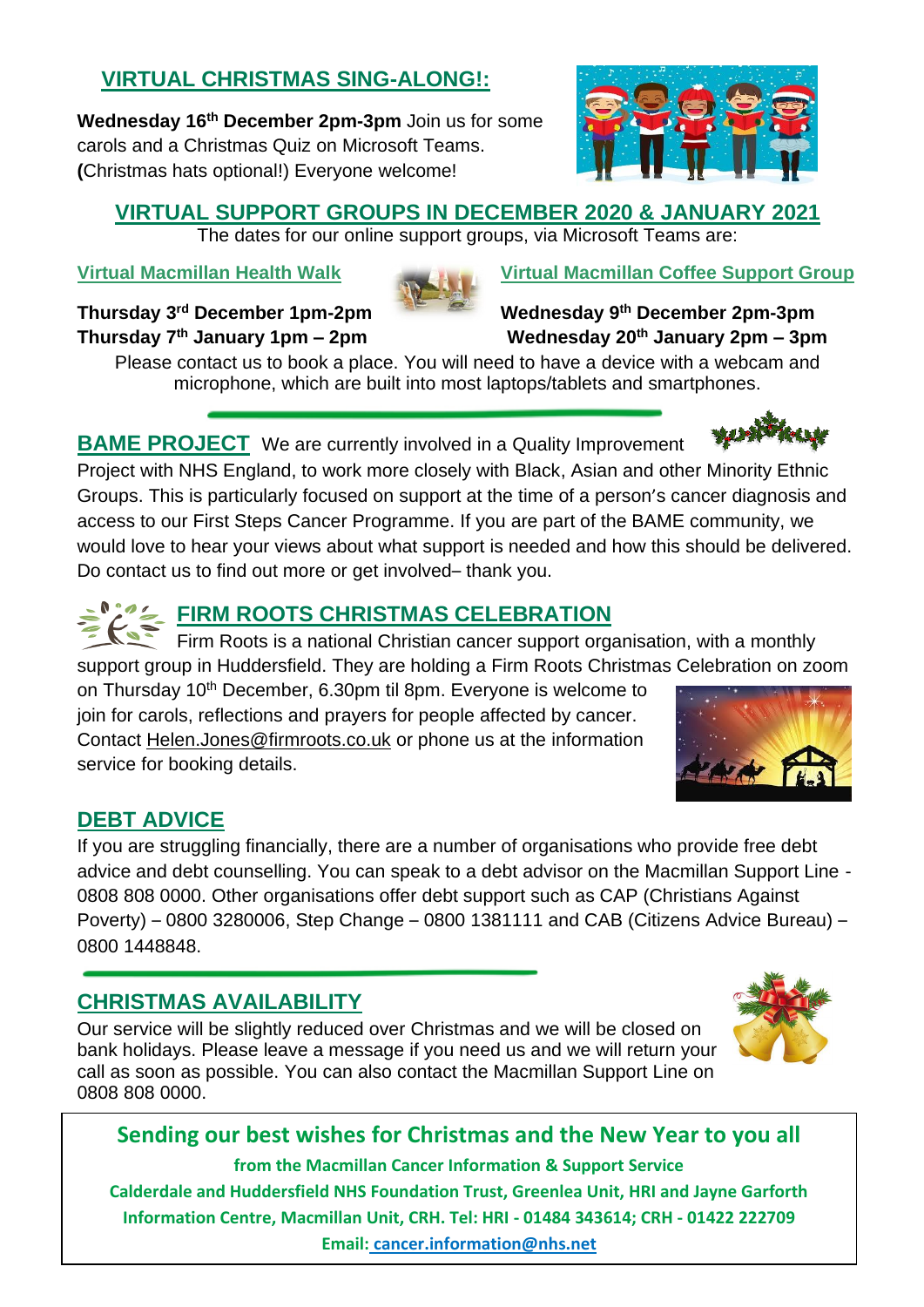## VIRTUAL CHRISTMAS SING-ALONG!:

**Wednesday 16th December 2pm-3pm** Join us for some carols and a Christmas Quiz on Microsoft Teams. **(**Christmas hats optional!) Everyone welcome!

## VIRTUAL SUPPORT GROUPS IN DECEMBER 2020 & JANUARY 2021

The dates for our online support groups, via Microsoft Teams are:

### Virtual Macmillan Health Walk

**Thursday 3rd December 1pm-2pm**
**Thursday 7th January 1pm – 2pm**

### Virtual Macmillan Coffee Support Group

**Wednesday 9th December 2pm-3pm**
**Wednesday 20th January 2pm – 3pm**

Please contact us to book a place. You will need to have a device with a webcam and microphone, which are built into most laptops/tablets and smartphones.

## BAME PROJECT

We are currently involved in a Quality Improvement Project with NHS England, to work more closely with Black, Asian and other Minority Ethnic Groups. This is particularly focused on support at the time of a person's cancer diagnosis and access to our First Steps Cancer Programme. If you are part of the BAME community, we would love to hear your views about what support is needed and how this should be delivered. Do contact us to find out more or get involved– thank you.

## FIRM ROOTS CHRISTMAS CELEBRATION

Firm Roots is a national Christian cancer support organisation, with a monthly support group in Huddersfield. They are holding a Firm Roots Christmas Celebration on zoom on Thursday 10th December, 6.30pm til 8pm. Everyone is welcome to join for carols, reflections and prayers for people affected by cancer. Contact Helen.Jones@firmroots.co.uk or phone us at the information service for booking details.

## DEBT ADVICE

If you are struggling financially, there are a number of organisations who provide free debt advice and debt counselling. You can speak to a debt advisor on the Macmillan Support Line - 0808 808 0000. Other organisations offer debt support such as CAP (Christians Against Poverty) – 0800 3280006, Step Change – 0800 1381111 and CAB (Citizens Advice Bureau) – 0800 1448848.

## CHRISTMAS AVAILABILITY

Our service will be slightly reduced over Christmas and we will be closed on bank holidays. Please leave a message if you need us and we will return your call as soon as possible. You can also contact the Macmillan Support Line on 0808 808 0000.

**Sending our best wishes for Christmas and the New Year to you all**

**from the Macmillan Cancer Information & Support Service**
**Calderdale and Huddersfield NHS Foundation Trust, Greenlea Unit, HRI and Jayne Garforth Information Centre, Macmillan Unit, CRH. Tel: HRI - 01484 343614; CRH - 01422 222709**
**Email: cancer.information@nhs.net**